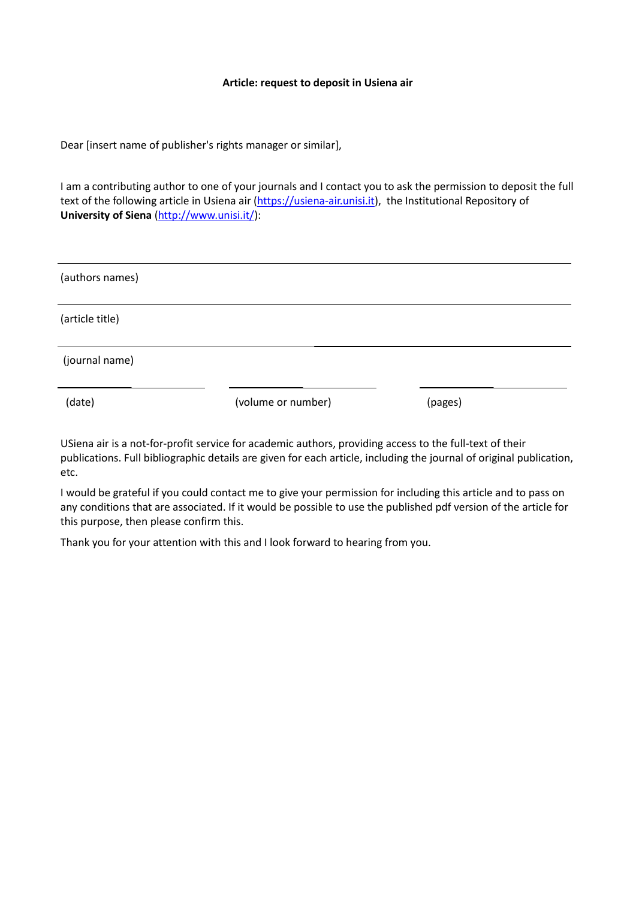**Article: request to deposit in Usiena air**

Dear [insert name of publisher's rights manager or similar],

I am a contributing author to one of your journals and I contact you to ask the permission to deposit the full text of the following article in Usiena air (https://usiena-air.unisi.it), the Institutional Repository of **University of Siena** (http://www.unisi.it/):

---

(authors names)

---

(article title)

---

(journal name)

---

| (date) | (volume or number) | (pages) |
|---|---|---|

USiena air is a not-for-profit service for academic authors, providing access to the full-text of their publications. Full bibliographic details are given for each article, including the journal of original publication, etc.

I would be grateful if you could contact me to give your permission for including this article and to pass on any conditions that are associated. If it would be possible to use the published pdf version of the article for this purpose, then please confirm this.

Thank you for your attention with this and I look forward to hearing from you.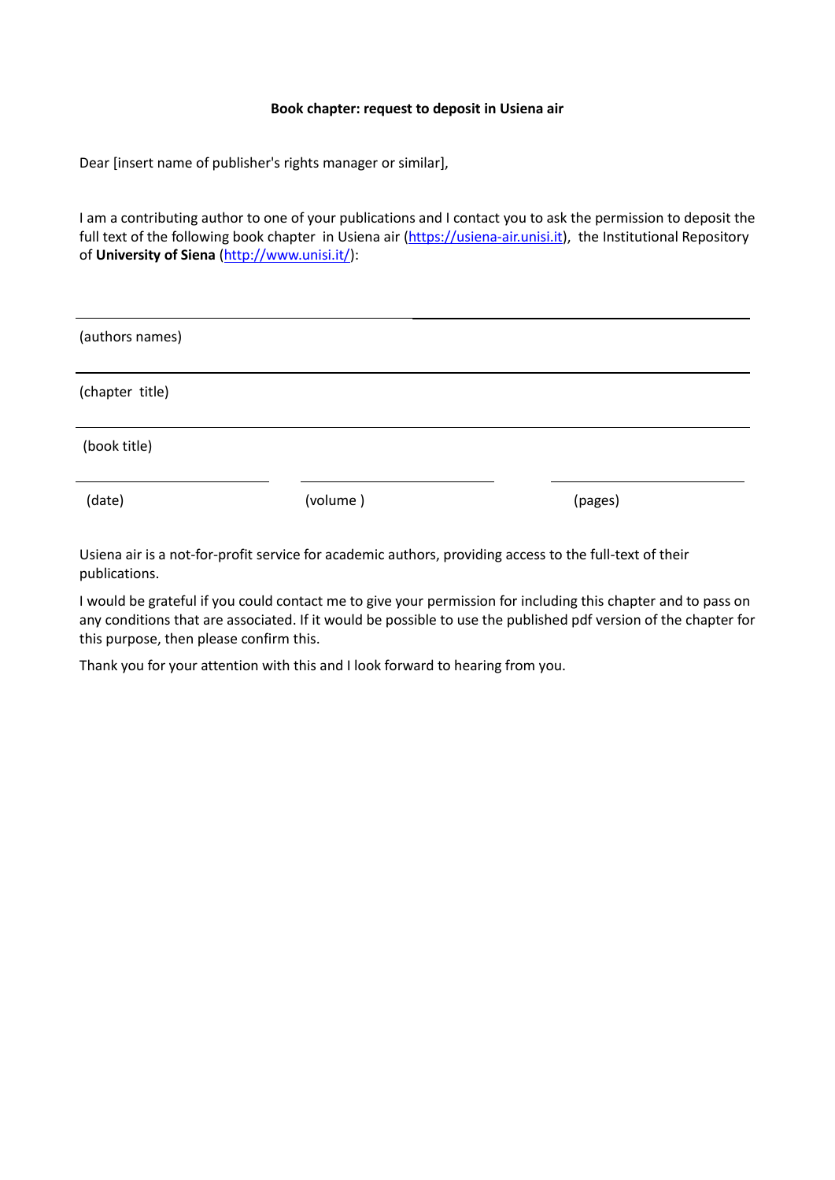**Book chapter: request to deposit in Usiena air**

Dear [insert name of publisher's rights manager or similar],

I am a contributing author to one of your publications and I contact you to ask the permission to deposit the full text of the following book chapter in Usiena air (https://usiena-air.unisi.it), the Institutional Repository of **University of Siena** (http://www.unisi.it/):

______________________________________________

(authors names)

______________________________________________

(chapter title)

______________________________________________

(book title)

________________ ________________ ________________

(date) (volume ) (pages)

Usiena air is a not-for-profit service for academic authors, providing access to the full-text of their publications.

I would be grateful if you could contact me to give your permission for including this chapter and to pass on any conditions that are associated. If it would be possible to use the published pdf version of the chapter for this purpose, then please confirm this.

Thank you for your attention with this and I look forward to hearing from you.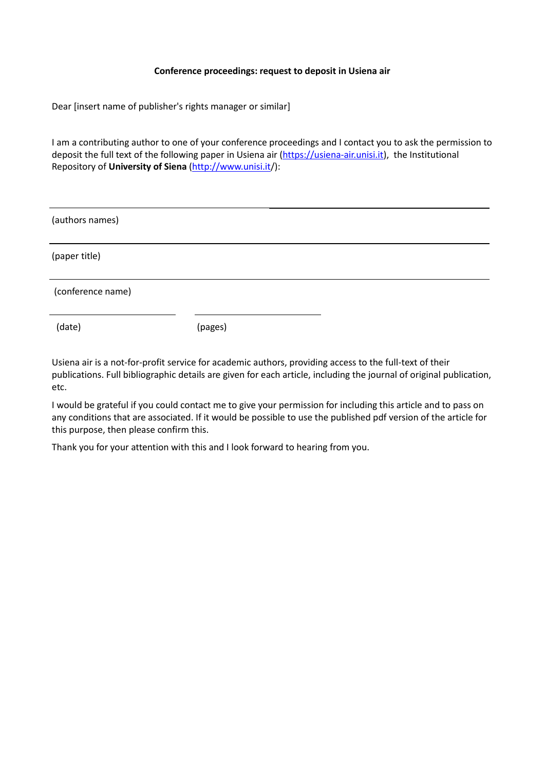**Conference proceedings: request to deposit in Usiena air**

Dear [insert name of publisher's rights manager or similar]

I am a contributing author to one of your conference proceedings and I contact you to ask the permission to deposit the full text of the following paper in Usiena air (https://usiena-air.unisi.it), the Institutional Repository of **University of Siena** (http://www.unisi.it/):

(authors names)

(paper title)

(conference name)

(date) (pages)

Usiena air is a not-for-profit service for academic authors, providing access to the full-text of their publications. Full bibliographic details are given for each article, including the journal of original publication, etc.

I would be grateful if you could contact me to give your permission for including this article and to pass on any conditions that are associated. If it would be possible to use the published pdf version of the article for this purpose, then please confirm this.

Thank you for your attention with this and I look forward to hearing from you.